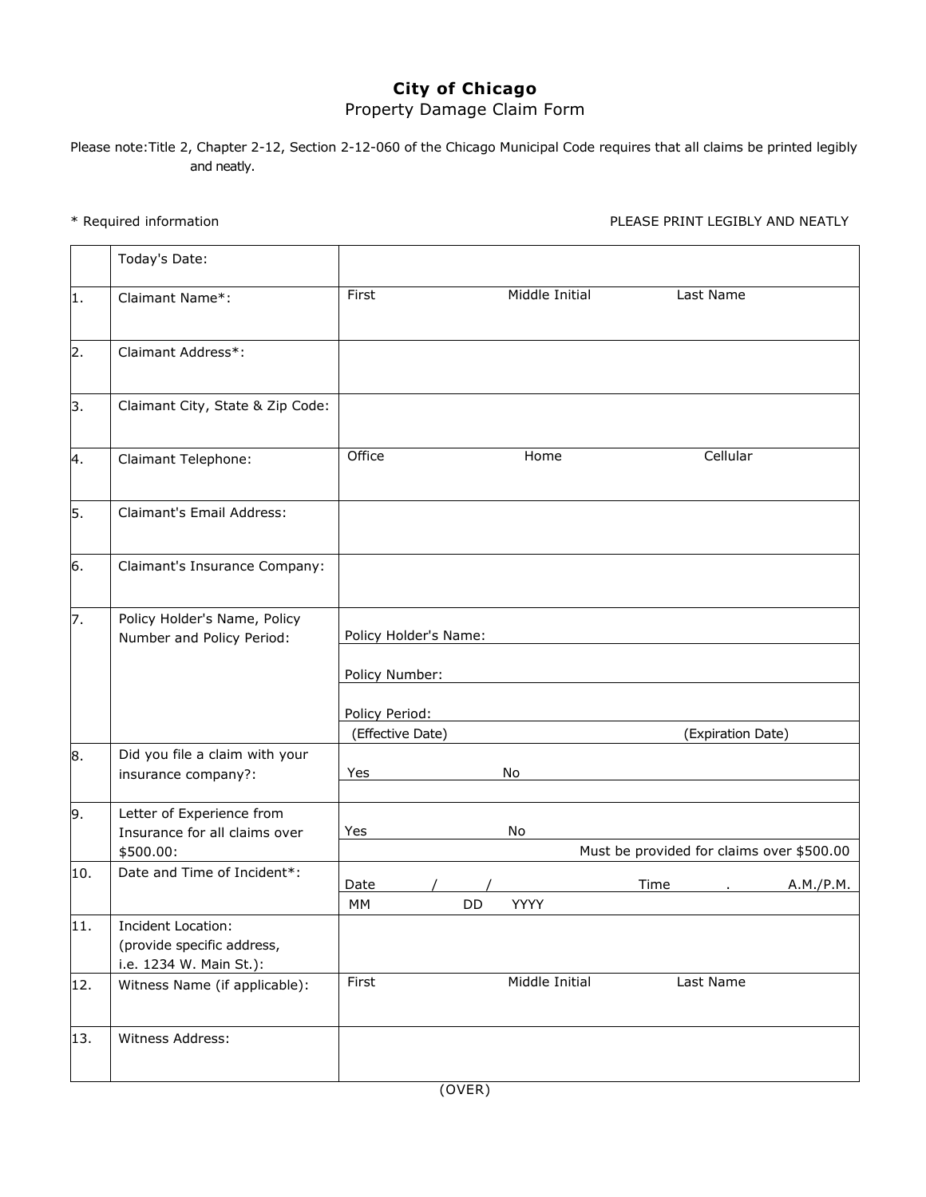**City of Chicago**

Property Damage Claim Form

Please note: Title 2, Chapter 2-12, Section 2-12-060 of the Chicago Municipal Code requires that all claims be printed legibly and neatly.

* Required information PLEASE PRINT LEGIBLY AND NEATLY

| | | |
|---|---|---|
| | Today's Date: | |
| 1. | Claimant Name*: | First Middle Initial Last Name |
| 2. | Claimant Address*: | |
| 3. | Claimant City, State & Zip Code: | |
| 4. | Claimant Telephone: | Office Home Cellular |
| 5. | Claimant's Email Address: | |
| 6. | Claimant's Insurance Company: | |
| 7. | Policy Holder's Name, Policy Number and Policy Period: | Policy Holder's Name:<br>Policy Number:<br>Policy Period:<br>(Effective Date) (Expiration Date) |
| 8. | Did you file a claim with your insurance company?: | Yes No |
| 9. | Letter of Experience from Insurance for all claims over $500.00: | Yes No<br>Must be provided for claims over $500.00 |
| 10. | Date and Time of Incident*: | Date / / Time . A.M./P.M.<br>MM DD YYYY |
| 11. | Incident Location: (provide specific address, i.e. 1234 W. Main St.): | |
| 12. | Witness Name (if applicable): | First Middle Initial Last Name |
| 13. | Witness Address: | |

(OVER)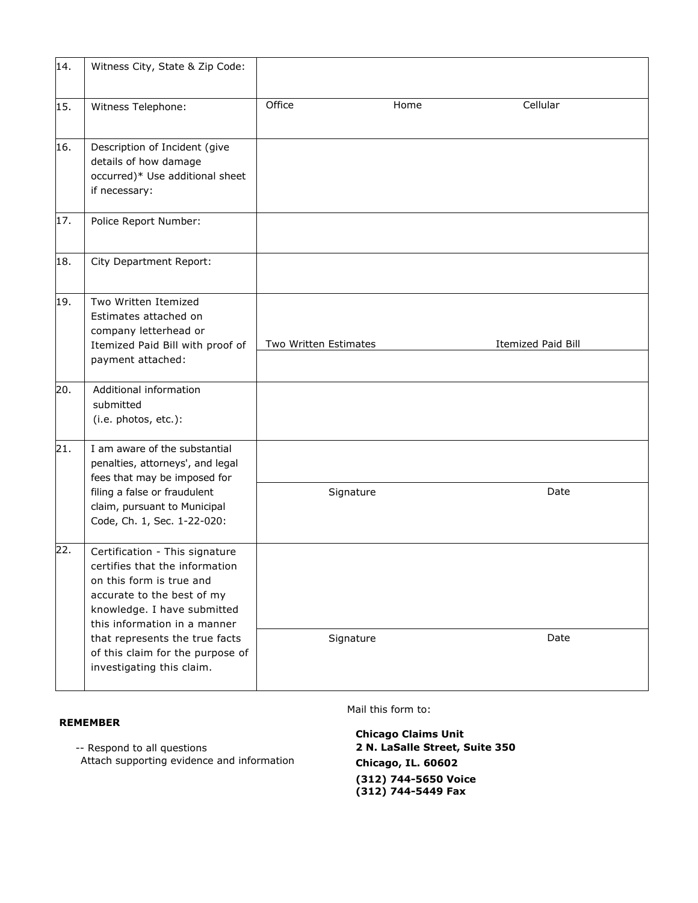| | | |
|---|---|---|
| 14. | Witness City, State & Zip Code: | |
| 15. | Witness Telephone: | Office Home Cellular |
| 16. | Description of Incident (give details of how damage occurred)* Use additional sheet if necessary: | |
| 17. | Police Report Number: | |
| 18. | City Department Report: | |
| 19. | Two Written Itemized Estimates attached on company letterhead or Itemized Paid Bill with proof of payment attached: | Two Written Estimates Itemized Paid Bill |
| 20. | Additional information submitted (i.e. photos, etc.): | |
| 21. | I am aware of the substantial penalties, attorneys', and legal fees that may be imposed for filing a false or fraudulent claim, pursuant to Municipal Code, Ch. 1, Sec. 1-22-020: | Signature Date |
| 22. | Certification - This signature certifies that the information on this form is true and accurate to the best of my knowledge. I have submitted this information in a manner that represents the true facts of this claim for the purpose of investigating this claim. | Signature Date |

**REMEMBER**

-- Respond to all questions
Attach supporting evidence and information

Mail this form to:

**Chicago Claims Unit**
**2 N. LaSalle Street, Suite 350**
**Chicago, IL. 60602**
**(312) 744-5650 Voice**
**(312) 744-5449 Fax**